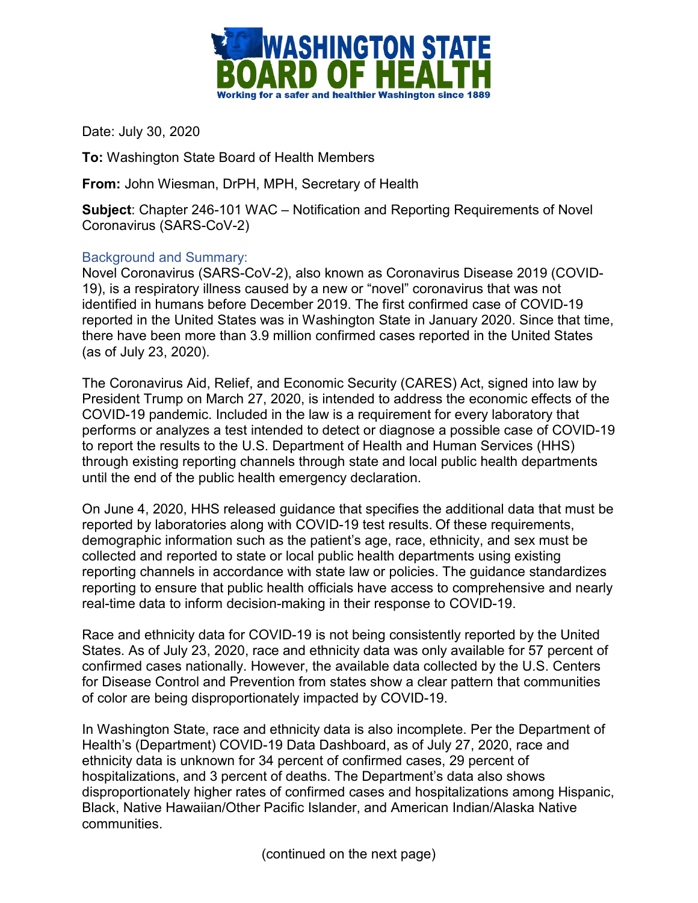# WASHINGTON STATE BOARD OF HEALTH

Working for a safer and healthier Washington since 1889

Date: July 30, 2020

**To:** Washington State Board of Health Members

**From:** John Wiesman, DrPH, MPH, Secretary of Health

**Subject**: Chapter 246-101 WAC – Notification and Reporting Requirements of Novel Coronavirus (SARS-CoV-2)

## Background and Summary:

Novel Coronavirus (SARS-CoV-2), also known as Coronavirus Disease 2019 (COVID-19), is a respiratory illness caused by a new or "novel" coronavirus that was not identified in humans before December 2019. The first confirmed case of COVID-19 reported in the United States was in Washington State in January 2020. Since that time, there have been more than 3.9 million confirmed cases reported in the United States (as of July 23, 2020).

The Coronavirus Aid, Relief, and Economic Security (CARES) Act, signed into law by President Trump on March 27, 2020, is intended to address the economic effects of the COVID-19 pandemic. Included in the law is a requirement for every laboratory that performs or analyzes a test intended to detect or diagnose a possible case of COVID-19 to report the results to the U.S. Department of Health and Human Services (HHS) through existing reporting channels through state and local public health departments until the end of the public health emergency declaration.

On June 4, 2020, HHS released guidance that specifies the additional data that must be reported by laboratories along with COVID-19 test results. Of these requirements, demographic information such as the patient's age, race, ethnicity, and sex must be collected and reported to state or local public health departments using existing reporting channels in accordance with state law or policies. The guidance standardizes reporting to ensure that public health officials have access to comprehensive and nearly real-time data to inform decision-making in their response to COVID-19.

Race and ethnicity data for COVID-19 is not being consistently reported by the United States. As of July 23, 2020, race and ethnicity data was only available for 57 percent of confirmed cases nationally. However, the available data collected by the U.S. Centers for Disease Control and Prevention from states show a clear pattern that communities of color are being disproportionately impacted by COVID-19.

In Washington State, race and ethnicity data is also incomplete. Per the Department of Health's (Department) COVID-19 Data Dashboard, as of July 27, 2020, race and ethnicity data is unknown for 34 percent of confirmed cases, 29 percent of hospitalizations, and 3 percent of deaths. The Department's data also shows disproportionately higher rates of confirmed cases and hospitalizations among Hispanic, Black, Native Hawaiian/Other Pacific Islander, and American Indian/Alaska Native communities.

(continued on the next page)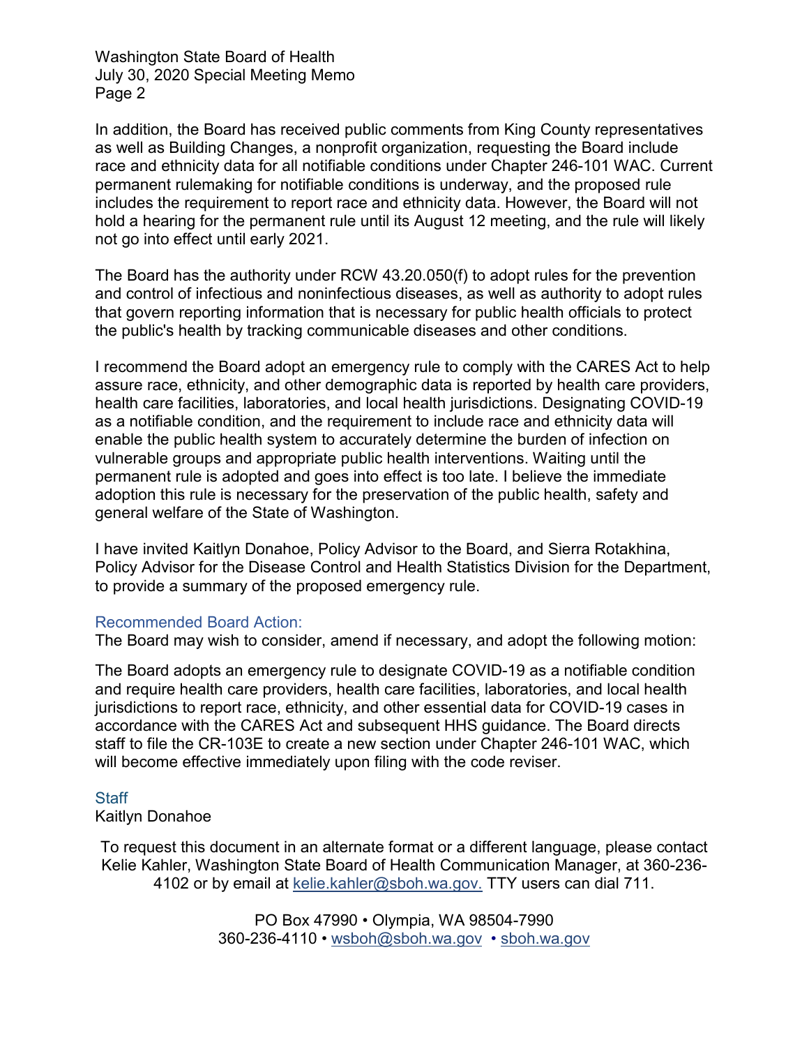In addition, the Board has received public comments from King County representatives as well as Building Changes, a nonprofit organization, requesting the Board include race and ethnicity data for all notifiable conditions under Chapter 246-101 WAC. Current permanent rulemaking for notifiable conditions is underway, and the proposed rule includes the requirement to report race and ethnicity data. However, the Board will not hold a hearing for the permanent rule until its August 12 meeting, and the rule will likely not go into effect until early 2021.

The Board has the authority under RCW 43.20.050(f) to adopt rules for the prevention and control of infectious and noninfectious diseases, as well as authority to adopt rules that govern reporting information that is necessary for public health officials to protect the public's health by tracking communicable diseases and other conditions.

I recommend the Board adopt an emergency rule to comply with the CARES Act to help assure race, ethnicity, and other demographic data is reported by health care providers, health care facilities, laboratories, and local health jurisdictions. Designating COVID-19 as a notifiable condition, and the requirement to include race and ethnicity data will enable the public health system to accurately determine the burden of infection on vulnerable groups and appropriate public health interventions. Waiting until the permanent rule is adopted and goes into effect is too late. I believe the immediate adoption this rule is necessary for the preservation of the public health, safety and general welfare of the State of Washington.

I have invited Kaitlyn Donahoe, Policy Advisor to the Board, and Sierra Rotakhina, Policy Advisor for the Disease Control and Health Statistics Division for the Department, to provide a summary of the proposed emergency rule.

### Recommended Board Action:

The Board may wish to consider, amend if necessary, and adopt the following motion:

The Board adopts an emergency rule to designate COVID-19 as a notifiable condition and require health care providers, health care facilities, laboratories, and local health jurisdictions to report race, ethnicity, and other essential data for COVID-19 cases in accordance with the CARES Act and subsequent HHS guidance. The Board directs staff to file the CR-103E to create a new section under Chapter 246-101 WAC, which will become effective immediately upon filing with the code reviser.

### Staff

Kaitlyn Donahoe

To request this document in an alternate format or a different language, please contact Kelie Kahler, Washington State Board of Health Communication Manager, at 360-236-4102 or by email at kelie.kahler@sboh.wa.gov. TTY users can dial 711.

PO Box 47990 • Olympia, WA 98504-7990
360-236-4110 • wsboh@sboh.wa.gov • sboh.wa.gov